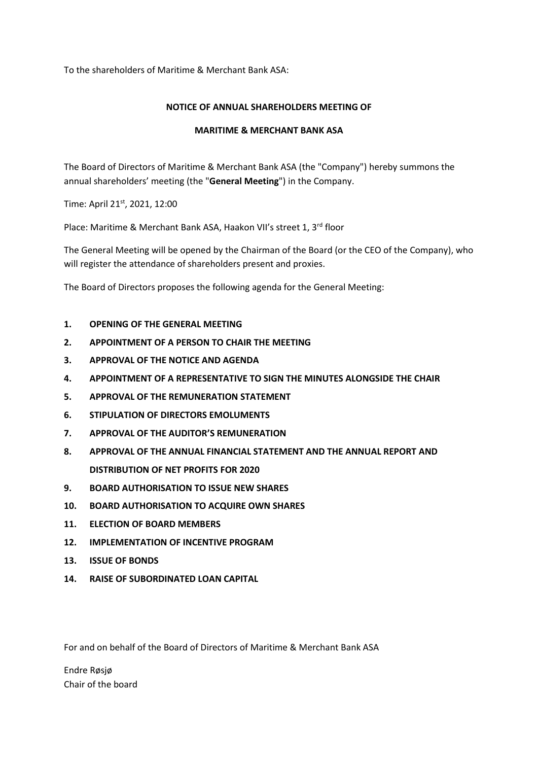To the shareholders of Maritime & Merchant Bank ASA:

**NOTICE OF ANNUAL SHAREHOLDERS MEETING OF**

**MARITIME & MERCHANT BANK ASA**

The Board of Directors of Maritime & Merchant Bank ASA (the "Company") hereby summons the annual shareholders' meeting (the "**General Meeting**") in the Company.

Time: April 21st, 2021, 12:00

Place: Maritime & Merchant Bank ASA, Haakon VII's street 1, 3rd floor

The General Meeting will be opened by the Chairman of the Board (or the CEO of the Company), who will register the attendance of shareholders present and proxies.

The Board of Directors proposes the following agenda for the General Meeting:

1. **OPENING OF THE GENERAL MEETING**
2. **APPOINTMENT OF A PERSON TO CHAIR THE MEETING**
3. **APPROVAL OF THE NOTICE AND AGENDA**
4. **APPOINTMENT OF A REPRESENTATIVE TO SIGN THE MINUTES ALONGSIDE THE CHAIR**
5. **APPROVAL OF THE REMUNERATION STATEMENT**
6. **STIPULATION OF DIRECTORS EMOLUMENTS**
7. **APPROVAL OF THE AUDITOR'S REMUNERATION**
8. **APPROVAL OF THE ANNUAL FINANCIAL STATEMENT AND THE ANNUAL REPORT AND DISTRIBUTION OF NET PROFITS FOR 2020**
9. **BOARD AUTHORISATION TO ISSUE NEW SHARES**
10. **BOARD AUTHORISATION TO ACQUIRE OWN SHARES**
11. **ELECTION OF BOARD MEMBERS**
12. **IMPLEMENTATION OF INCENTIVE PROGRAM**
13. **ISSUE OF BONDS**
14. **RAISE OF SUBORDINATED LOAN CAPITAL**

For and on behalf of the Board of Directors of Maritime & Merchant Bank ASA

Endre Røsjø
Chair of the board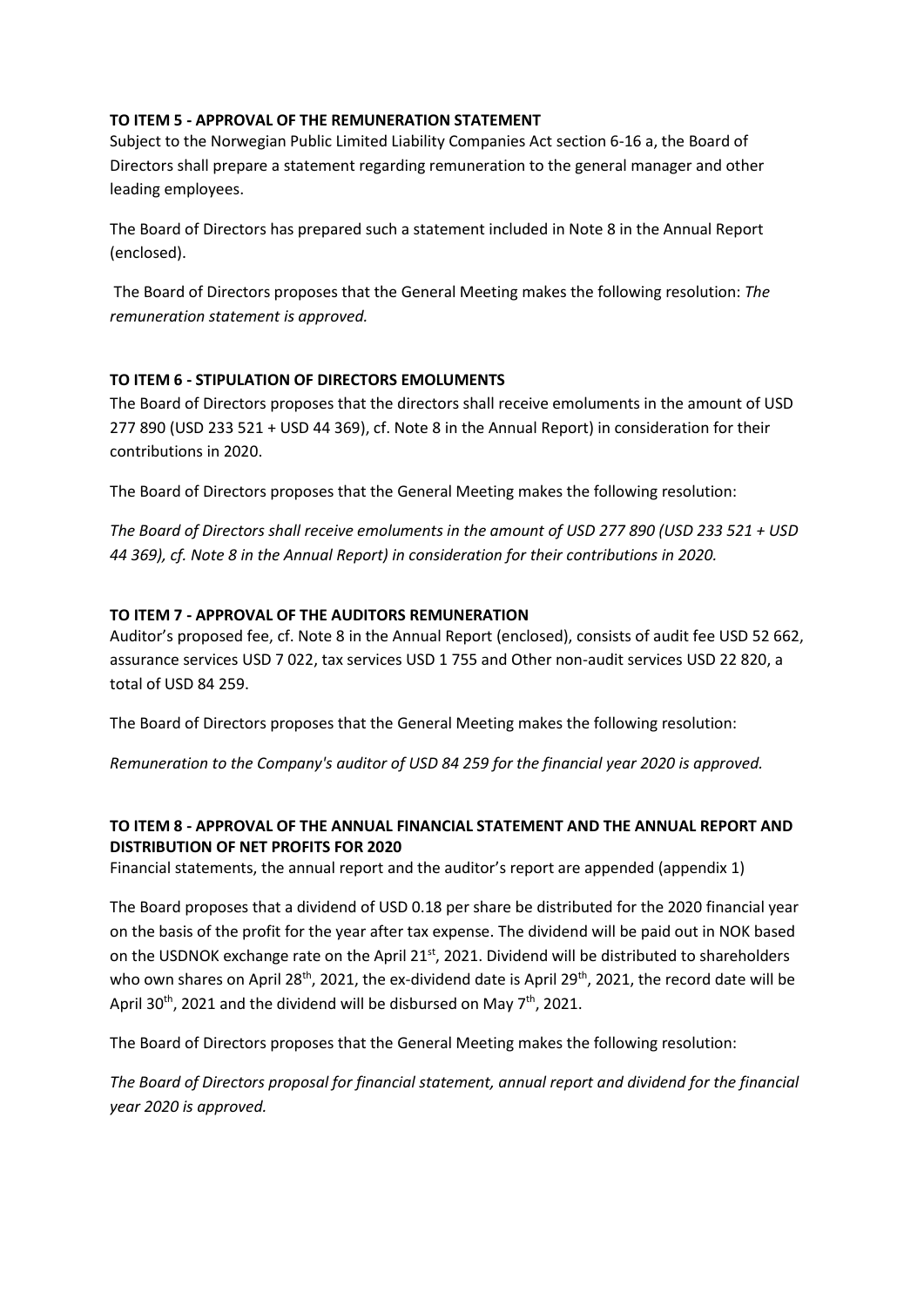**TO ITEM 5 - APPROVAL OF THE REMUNERATION STATEMENT**

Subject to the Norwegian Public Limited Liability Companies Act section 6-16 a, the Board of Directors shall prepare a statement regarding remuneration to the general manager and other leading employees.

The Board of Directors has prepared such a statement included in Note 8 in the Annual Report (enclosed).

The Board of Directors proposes that the General Meeting makes the following resolution: *The remuneration statement is approved.*

**TO ITEM 6 - STIPULATION OF DIRECTORS EMOLUMENTS**

The Board of Directors proposes that the directors shall receive emoluments in the amount of USD 277 890 (USD 233 521 + USD 44 369), cf. Note 8 in the Annual Report) in consideration for their contributions in 2020.

The Board of Directors proposes that the General Meeting makes the following resolution:

*The Board of Directors shall receive emoluments in the amount of USD 277 890 (USD 233 521 + USD 44 369), cf. Note 8 in the Annual Report) in consideration for their contributions in 2020.*

**TO ITEM 7 - APPROVAL OF THE AUDITORS REMUNERATION**

Auditor's proposed fee, cf. Note 8 in the Annual Report (enclosed), consists of audit fee USD 52 662, assurance services USD 7 022, tax services USD 1 755 and Other non-audit services USD 22 820, a total of USD 84 259.

The Board of Directors proposes that the General Meeting makes the following resolution:

*Remuneration to the Company's auditor of USD 84 259 for the financial year 2020 is approved.*

**TO ITEM 8 - APPROVAL OF THE ANNUAL FINANCIAL STATEMENT AND THE ANNUAL REPORT AND DISTRIBUTION OF NET PROFITS FOR 2020**

Financial statements, the annual report and the auditor's report are appended (appendix 1)

The Board proposes that a dividend of USD 0.18 per share be distributed for the 2020 financial year on the basis of the profit for the year after tax expense. The dividend will be paid out in NOK based on the USDNOK exchange rate on the April 21st, 2021. Dividend will be distributed to shareholders who own shares on April 28th, 2021, the ex-dividend date is April 29th, 2021, the record date will be April 30th, 2021 and the dividend will be disbursed on May 7th, 2021.

The Board of Directors proposes that the General Meeting makes the following resolution:

*The Board of Directors proposal for financial statement, annual report and dividend for the financial year 2020 is approved.*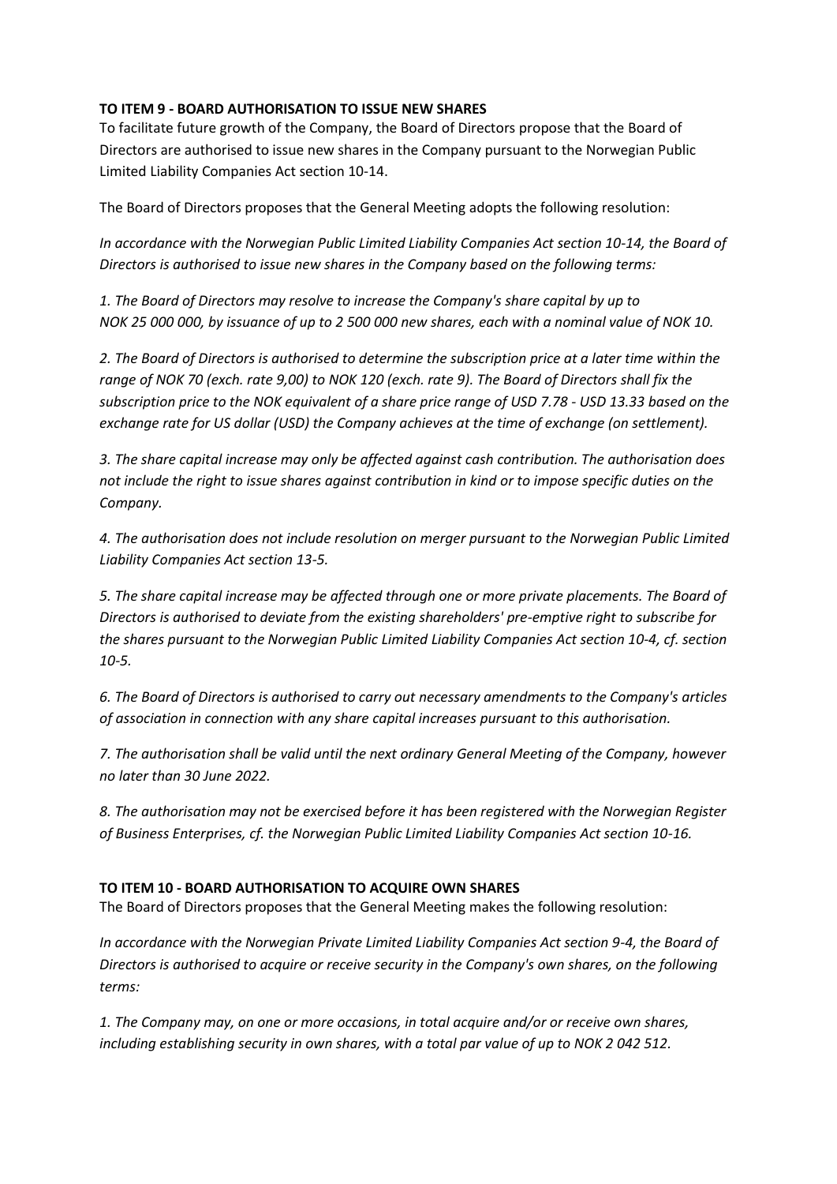**TO ITEM 9 - BOARD AUTHORISATION TO ISSUE NEW SHARES**

To facilitate future growth of the Company, the Board of Directors propose that the Board of Directors are authorised to issue new shares in the Company pursuant to the Norwegian Public Limited Liability Companies Act section 10-14.

The Board of Directors proposes that the General Meeting adopts the following resolution:

*In accordance with the Norwegian Public Limited Liability Companies Act section 10-14, the Board of Directors is authorised to issue new shares in the Company based on the following terms:*

*1. The Board of Directors may resolve to increase the Company's share capital by up to NOK 25 000 000, by issuance of up to 2 500 000 new shares, each with a nominal value of NOK 10.*

*2. The Board of Directors is authorised to determine the subscription price at a later time within the range of NOK 70 (exch. rate 9,00) to NOK 120 (exch. rate 9). The Board of Directors shall fix the subscription price to the NOK equivalent of a share price range of USD 7.78 - USD 13.33 based on the exchange rate for US dollar (USD) the Company achieves at the time of exchange (on settlement).*

*3. The share capital increase may only be affected against cash contribution. The authorisation does not include the right to issue shares against contribution in kind or to impose specific duties on the Company.*

*4. The authorisation does not include resolution on merger pursuant to the Norwegian Public Limited Liability Companies Act section 13-5.*

*5. The share capital increase may be affected through one or more private placements. The Board of Directors is authorised to deviate from the existing shareholders' pre-emptive right to subscribe for the shares pursuant to the Norwegian Public Limited Liability Companies Act section 10-4, cf. section 10-5.*

*6. The Board of Directors is authorised to carry out necessary amendments to the Company's articles of association in connection with any share capital increases pursuant to this authorisation.*

*7. The authorisation shall be valid until the next ordinary General Meeting of the Company, however no later than 30 June 2022.*

*8. The authorisation may not be exercised before it has been registered with the Norwegian Register of Business Enterprises, cf. the Norwegian Public Limited Liability Companies Act section 10-16.*

**TO ITEM 10 - BOARD AUTHORISATION TO ACQUIRE OWN SHARES**

The Board of Directors proposes that the General Meeting makes the following resolution:

*In accordance with the Norwegian Private Limited Liability Companies Act section 9-4, the Board of Directors is authorised to acquire or receive security in the Company's own shares, on the following terms:*

*1. The Company may, on one or more occasions, in total acquire and/or or receive own shares, including establishing security in own shares, with a total par value of up to NOK 2 042 512.*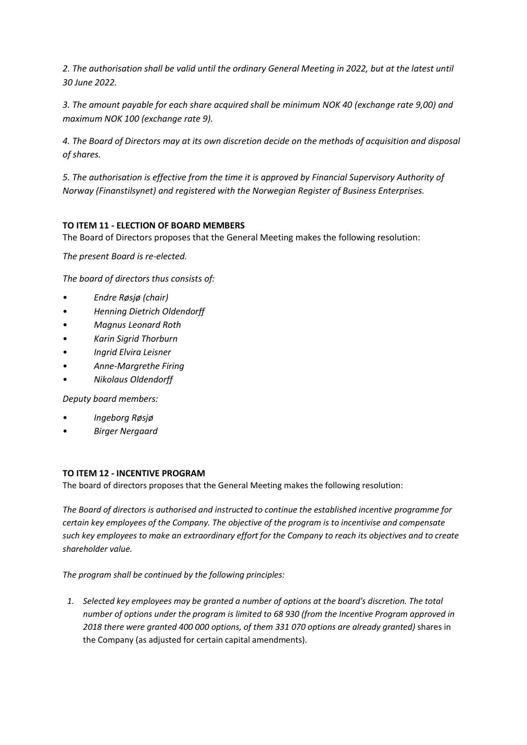*2. The authorisation shall be valid until the ordinary General Meeting in 2022, but at the latest until 30 June 2022.*

*3. The amount payable for each share acquired shall be minimum NOK 40 (exchange rate 9,00) and maximum NOK 100 (exchange rate 9).*

*4. The Board of Directors may at its own discretion decide on the methods of acquisition and disposal of shares.*

*5. The authorisation is effective from the time it is approved by Financial Supervisory Authority of Norway (Finanstilsynet) and registered with the Norwegian Register of Business Enterprises.*

**TO ITEM 11 - ELECTION OF BOARD MEMBERS**

The Board of Directors proposes that the General Meeting makes the following resolution:

*The present Board is re-elected.*

*The board of directors thus consists of:*

- *Endre Røsjø (chair)*
- *Henning Dietrich Oldendorff*
- *Magnus Leonard Roth*
- *Karin Sigrid Thorburn*
- *Ingrid Elvira Leisner*
- *Anne-Margrethe Firing*
- *Nikolaus Oldendorff*

*Deputy board members:*

- *Ingeborg Røsjø*
- *Birger Nergaard*

**TO ITEM 12 - INCENTIVE PROGRAM**

The board of directors proposes that the General Meeting makes the following resolution:

*The Board of directors is authorised and instructed to continue the established incentive programme for certain key employees of the Company. The objective of the program is to incentivise and compensate such key employees to make an extraordinary effort for the Company to reach its objectives and to create shareholder value.*

*The program shall be continued by the following principles:*

1. *Selected key employees may be granted a number of options at the board's discretion. The total number of options under the program is limited to 68 930 (from the Incentive Program approved in 2018 there were granted 400 000 options, of them 331 070 options are already granted)* shares in the Company (as adjusted for certain capital amendments).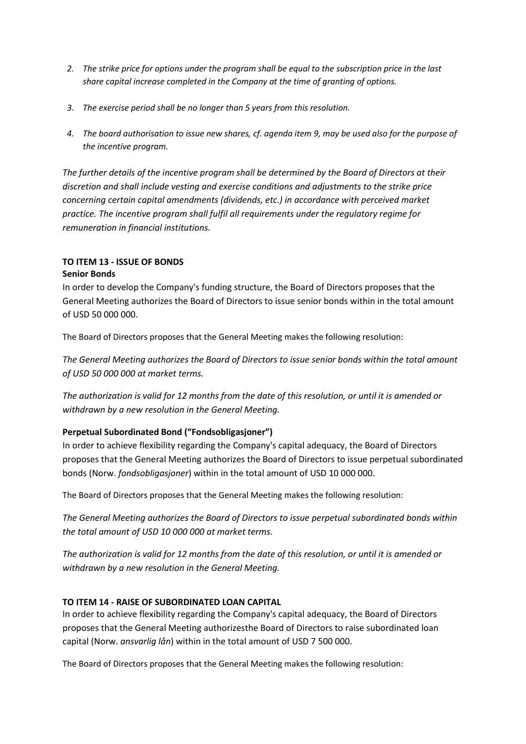2. *The strike price for options under the program shall be equal to the subscription price in the last share capital increase completed in the Company at the time of granting of options.*
3. *The exercise period shall be no longer than 5 years from this resolution.*
4. *The board authorisation to issue new shares, cf. agenda item 9, may be used also for the purpose of the incentive program.*

*The further details of the incentive program shall be determined by the Board of Directors at their discretion and shall include vesting and exercise conditions and adjustments to the strike price concerning certain capital amendments (dividends, etc.) in accordance with perceived market practice. The incentive program shall fulfil all requirements under the regulatory regime for remuneration in financial institutions.*

**TO ITEM 13 - ISSUE OF BONDS**

**Senior Bonds**

In order to develop the Company's funding structure, the Board of Directors proposes that the General Meeting authorizes the Board of Directors to issue senior bonds within in the total amount of USD 50 000 000.

The Board of Directors proposes that the General Meeting makes the following resolution:

*The General Meeting authorizes the Board of Directors to issue senior bonds within the total amount of USD 50 000 000 at market terms.*

*The authorization is valid for 12 months from the date of this resolution, or until it is amended or withdrawn by a new resolution in the General Meeting.*

**Perpetual Subordinated Bond ("Fondsobligasjoner")**

In order to achieve flexibility regarding the Company's capital adequacy, the Board of Directors proposes that the General Meeting authorizes the Board of Directors to issue perpetual subordinated bonds (Norw. *fondsobligasjoner*) within in the total amount of USD 10 000 000.

The Board of Directors proposes that the General Meeting makes the following resolution:

*The General Meeting authorizes the Board of Directors to issue perpetual subordinated bonds within the total amount of USD 10 000 000 at market terms.*

*The authorization is valid for 12 months from the date of this resolution, or until it is amended or withdrawn by a new resolution in the General Meeting.*

**TO ITEM 14 - RAISE OF SUBORDINATED LOAN CAPITAL**

In order to achieve flexibility regarding the Company's capital adequacy, the Board of Directors proposes that the General Meeting authorizesthe Board of Directors to raise subordinated loan capital (Norw. *ansvarlig lån*) within in the total amount of USD 7 500 000.

The Board of Directors proposes that the General Meeting makes the following resolution: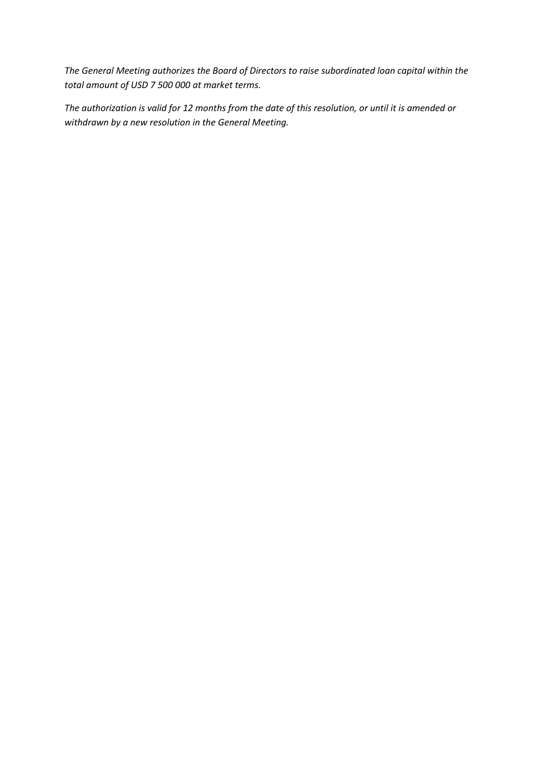*The General Meeting authorizes the Board of Directors to raise subordinated loan capital within the total amount of USD 7 500 000 at market terms.*

*The authorization is valid for 12 months from the date of this resolution, or until it is amended or withdrawn by a new resolution in the General Meeting.*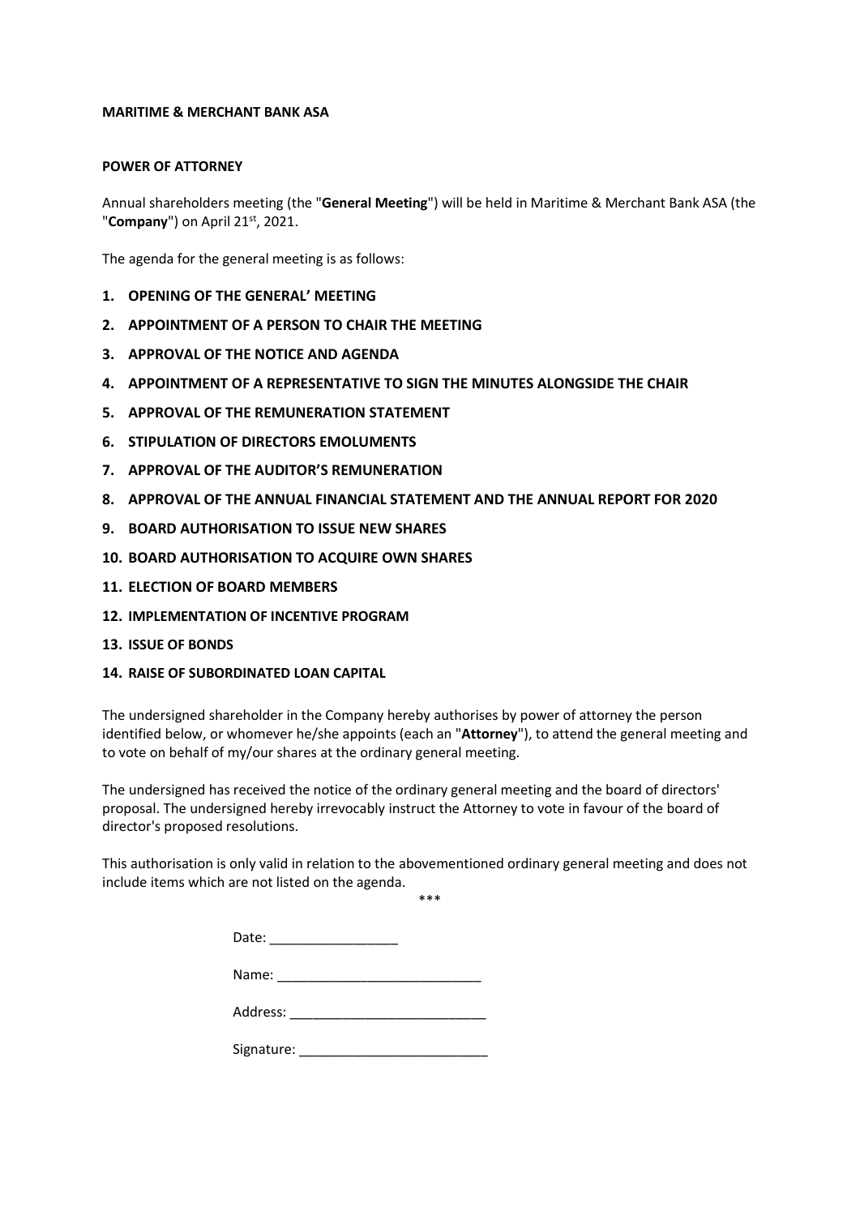**MARITIME & MERCHANT BANK ASA**

**POWER OF ATTORNEY**

Annual shareholders meeting (the "**General Meeting**") will be held in Maritime & Merchant Bank ASA (the "**Company**") on April 21st, 2021.

The agenda for the general meeting is as follows:

1. **OPENING OF THE GENERAL' MEETING**
2. **APPOINTMENT OF A PERSON TO CHAIR THE MEETING**
3. **APPROVAL OF THE NOTICE AND AGENDA**
4. **APPOINTMENT OF A REPRESENTATIVE TO SIGN THE MINUTES ALONGSIDE THE CHAIR**
5. **APPROVAL OF THE REMUNERATION STATEMENT**
6. **STIPULATION OF DIRECTORS EMOLUMENTS**
7. **APPROVAL OF THE AUDITOR'S REMUNERATION**
8. **APPROVAL OF THE ANNUAL FINANCIAL STATEMENT AND THE ANNUAL REPORT FOR 2020**
9. **BOARD AUTHORISATION TO ISSUE NEW SHARES**
10. **BOARD AUTHORISATION TO ACQUIRE OWN SHARES**
11. **ELECTION OF BOARD MEMBERS**
12. **IMPLEMENTATION OF INCENTIVE PROGRAM**
13. **ISSUE OF BONDS**
14. **RAISE OF SUBORDINATED LOAN CAPITAL**

The undersigned shareholder in the Company hereby authorises by power of attorney the person identified below, or whomever he/she appoints (each an "**Attorney**"), to attend the general meeting and to vote on behalf of my/our shares at the ordinary general meeting.

The undersigned has received the notice of the ordinary general meeting and the board of directors' proposal. The undersigned hereby irrevocably instruct the Attorney to vote in favour of the board of director's proposed resolutions.

This authorisation is only valid in relation to the abovementioned ordinary general meeting and does not include items which are not listed on the agenda.

\*\*\*

Date: _________________

Name: ___________________________

Address: __________________________

Signature: _________________________